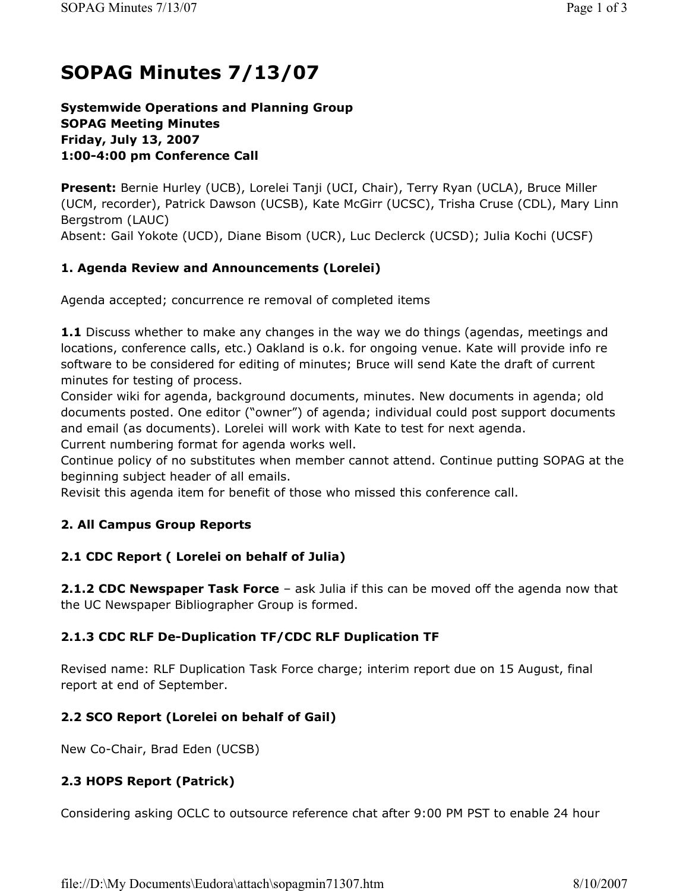# SOPAG Minutes 7/13/07

**Systemwide Operations and Planning Group**
**SOPAG Meeting Minutes**
**Friday, July 13, 2007**
**1:00-4:00 pm Conference Call**

**Present:** Bernie Hurley (UCB), Lorelei Tanji (UCI, Chair), Terry Ryan (UCLA), Bruce Miller (UCM, recorder), Patrick Dawson (UCSB), Kate McGirr (UCSC), Trisha Cruse (CDL), Mary Linn Bergstrom (LAUC)
Absent: Gail Yokote (UCD), Diane Bisom (UCR), Luc Declerck (UCSD); Julia Kochi (UCSF)

## 1. Agenda Review and Announcements (Lorelei)

Agenda accepted; concurrence re removal of completed items

**1.1** Discuss whether to make any changes in the way we do things (agendas, meetings and locations, conference calls, etc.) Oakland is o.k. for ongoing venue. Kate will provide info re software to be considered for editing of minutes; Bruce will send Kate the draft of current minutes for testing of process.
Consider wiki for agenda, background documents, minutes. New documents in agenda; old documents posted. One editor ("owner") of agenda; individual could post support documents and email (as documents). Lorelei will work with Kate to test for next agenda.
Current numbering format for agenda works well.
Continue policy of no substitutes when member cannot attend. Continue putting SOPAG at the beginning subject header of all emails.
Revisit this agenda item for benefit of those who missed this conference call.

## 2. All Campus Group Reports

### 2.1 CDC Report ( Lorelei on behalf of Julia)

**2.1.2 CDC Newspaper Task Force** – ask Julia if this can be moved off the agenda now that the UC Newspaper Bibliographer Group is formed.

### 2.1.3 CDC RLF De-Duplication TF/CDC RLF Duplication TF

Revised name: RLF Duplication Task Force charge; interim report due on 15 August, final report at end of September.

### 2.2 SCO Report (Lorelei on behalf of Gail)

New Co-Chair, Brad Eden (UCSB)

### 2.3 HOPS Report (Patrick)

Considering asking OCLC to outsource reference chat after 9:00 PM PST to enable 24 hour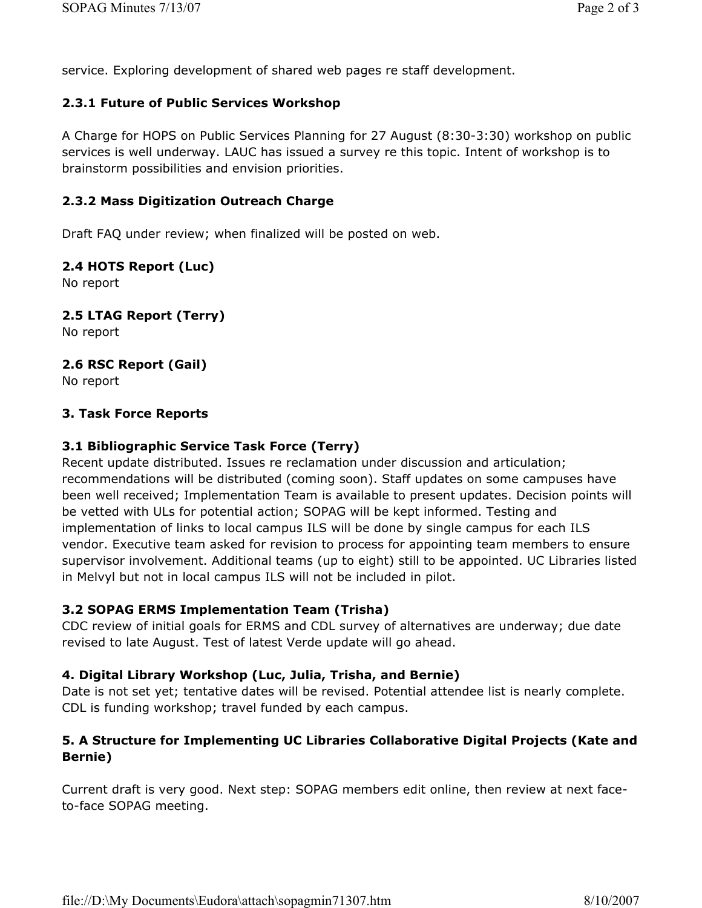service. Exploring development of shared web pages re staff development.

### 2.3.1 Future of Public Services Workshop

A Charge for HOPS on Public Services Planning for 27 August (8:30-3:30) workshop on public services is well underway. LAUC has issued a survey re this topic. Intent of workshop is to brainstorm possibilities and envision priorities.

### 2.3.2 Mass Digitization Outreach Charge

Draft FAQ under review; when finalized will be posted on web.

### 2.4 HOTS Report (Luc)

No report

### 2.5 LTAG Report (Terry)

No report

### 2.6 RSC Report (Gail)

No report

## 3. Task Force Reports

### 3.1 Bibliographic Service Task Force (Terry)

Recent update distributed. Issues re reclamation under discussion and articulation; recommendations will be distributed (coming soon). Staff updates on some campuses have been well received; Implementation Team is available to present updates. Decision points will be vetted with ULs for potential action; SOPAG will be kept informed. Testing and implementation of links to local campus ILS will be done by single campus for each ILS vendor. Executive team asked for revision to process for appointing team members to ensure supervisor involvement. Additional teams (up to eight) still to be appointed. UC Libraries listed in Melvyl but not in local campus ILS will not be included in pilot.

### 3.2 SOPAG ERMS Implementation Team (Trisha)

CDC review of initial goals for ERMS and CDL survey of alternatives are underway; due date revised to late August. Test of latest Verde update will go ahead.

## 4. Digital Library Workshop (Luc, Julia, Trisha, and Bernie)

Date is not set yet; tentative dates will be revised. Potential attendee list is nearly complete. CDL is funding workshop; travel funded by each campus.

## 5. A Structure for Implementing UC Libraries Collaborative Digital Projects (Kate and Bernie)

Current draft is very good. Next step: SOPAG members edit online, then review at next face-to-face SOPAG meeting.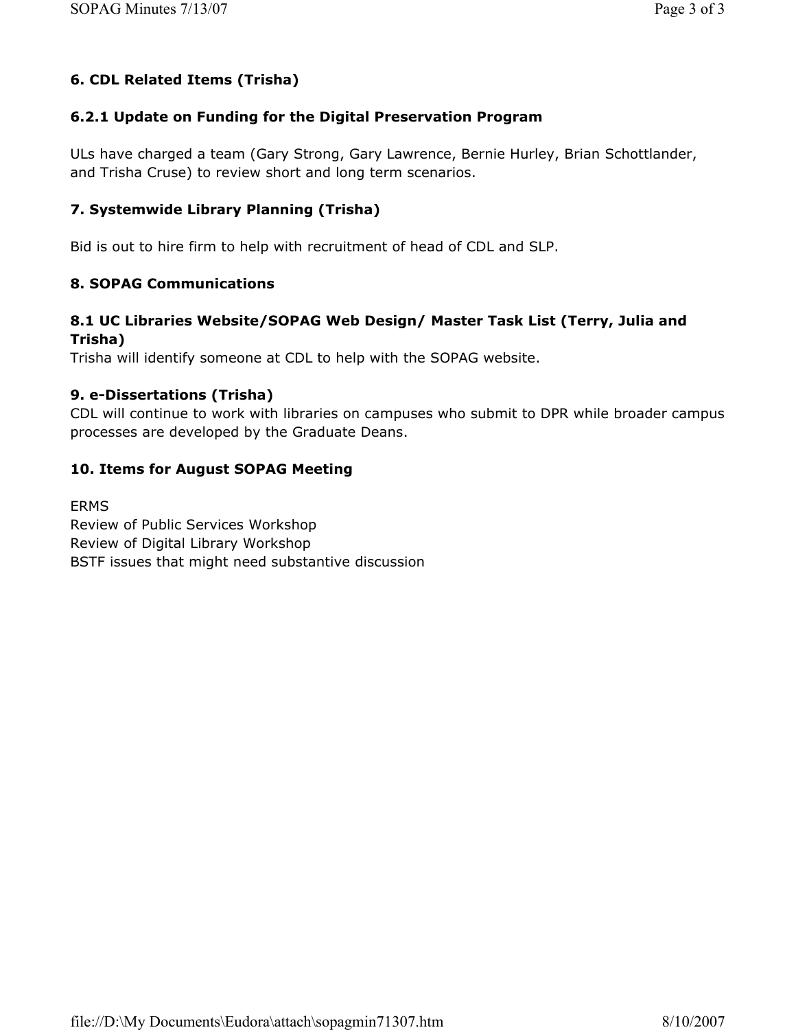### 6. CDL Related Items (Trisha)

#### 6.2.1 Update on Funding for the Digital Preservation Program

ULs have charged a team (Gary Strong, Gary Lawrence, Bernie Hurley, Brian Schottlander, and Trisha Cruse) to review short and long term scenarios.

### 7. Systemwide Library Planning (Trisha)

Bid is out to hire firm to help with recruitment of head of CDL and SLP.

### 8. SOPAG Communications

#### 8.1 UC Libraries Website/SOPAG Web Design/ Master Task List (Terry, Julia and Trisha)

Trisha will identify someone at CDL to help with the SOPAG website.

### 9. e-Dissertations (Trisha)

CDL will continue to work with libraries on campuses who submit to DPR while broader campus processes are developed by the Graduate Deans.

### 10. Items for August SOPAG Meeting

ERMS  
Review of Public Services Workshop  
Review of Digital Library Workshop  
BSTF issues that might need substantive discussion